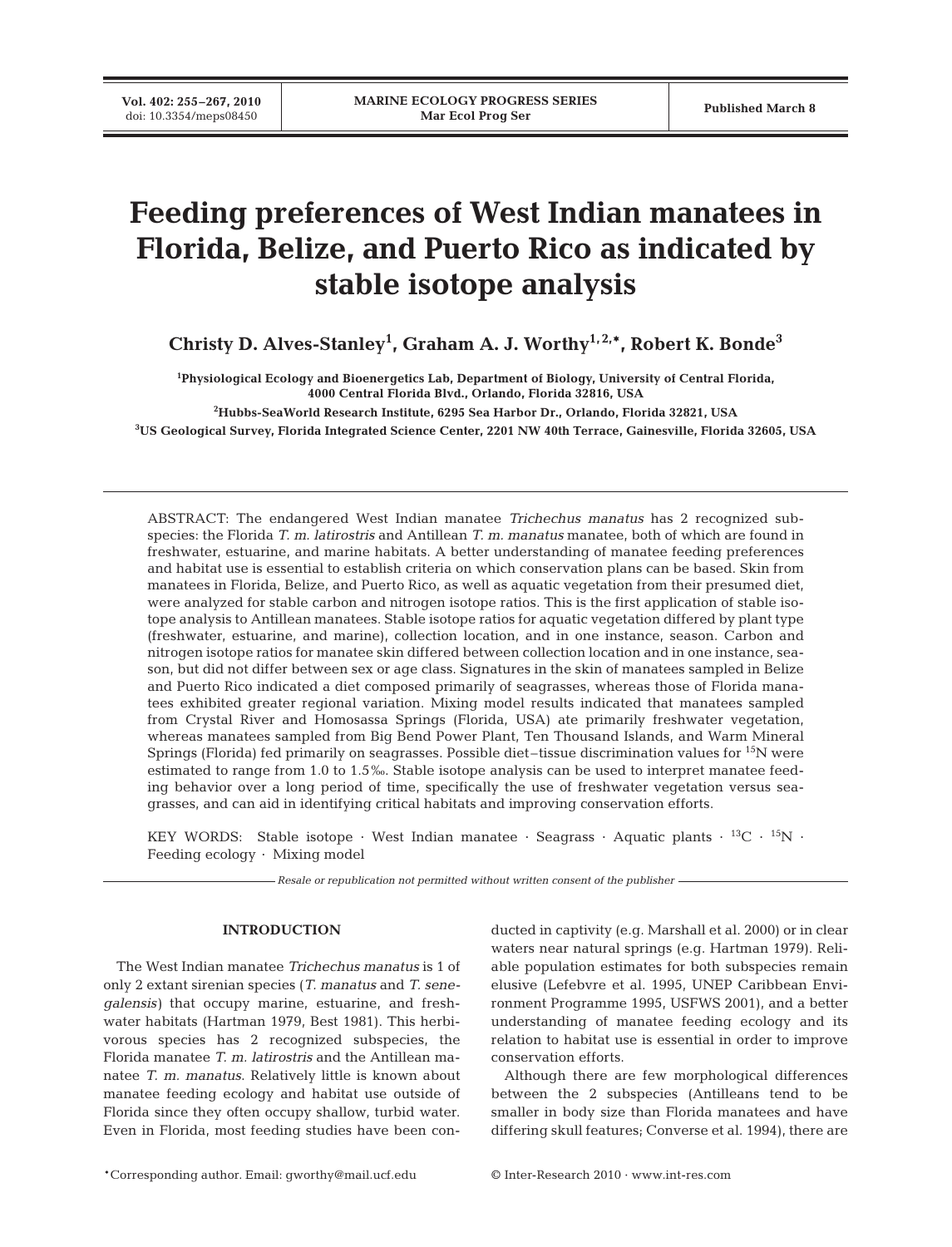# Feeding preferences of West Indian manatees in Florida, Belize, and Puerto Rico as indicated by stable isotope analysis

**Christy D. Alves-Stanley[1], Graham A. J. Worthy[1,2,*], Robert K. Bonde[3]**

[1]Physiological Ecology and Bioenergetics Lab, Department of Biology, University of Central Florida, 4000 Central Florida Blvd., Orlando, Florida 32816, USA

[2]Hubbs-SeaWorld Research Institute, 6295 Sea Harbor Dr., Orlando, Florida 32821, USA

[3]US Geological Survey, Florida Integrated Science Center, 2201 NW 40th Terrace, Gainesville, Florida 32605, USA

ABSTRACT: The endangered West Indian manatee *Trichechus manatus* has 2 recognized subspecies: the Florida *T. m. latirostris* and Antillean *T. m. manatus* manatee, both of which are found in freshwater, estuarine, and marine habitats. A better understanding of manatee feeding preferences and habitat use is essential to establish criteria on which conservation plans can be based. Skin from manatees in Florida, Belize, and Puerto Rico, as well as aquatic vegetation from their presumed diet, were analyzed for stable carbon and nitrogen isotope ratios. This is the first application of stable isotope analysis to Antillean manatees. Stable isotope ratios for aquatic vegetation differed by plant type (freshwater, estuarine, and marine), collection location, and in one instance, season. Carbon and nitrogen isotope ratios for manatee skin differed between collection location and in one instance, season, but did not differ between sex or age class. Signatures in the skin of manatees sampled in Belize and Puerto Rico indicated a diet composed primarily of seagrasses, whereas those of Florida manatees exhibited greater regional variation. Mixing model results indicated that manatees sampled from Crystal River and Homosassa Springs (Florida, USA) ate primarily freshwater vegetation, whereas manatees sampled from Big Bend Power Plant, Ten Thousand Islands, and Warm Mineral Springs (Florida) fed primarily on seagrasses. Possible diet–tissue discrimination values for $^{15}$N were estimated to range from 1.0 to 1.5‰. Stable isotope analysis can be used to interpret manatee feeding behavior over a long period of time, specifically the use of freshwater vegetation versus seagrasses, and can aid in identifying critical habitats and improving conservation efforts.

KEY WORDS: Stable isotope · West Indian manatee · Seagrass · Aquatic plants · $^{13}$C · $^{15}$N · Feeding ecology · Mixing model

*Resale or republication not permitted without written consent of the publisher*

## INTRODUCTION

The West Indian manatee *Trichechus manatus* is 1 of only 2 extant sirenian species (*T. manatus* and *T. senegalensis*) that occupy marine, estuarine, and freshwater habitats (Hartman 1979, Best 1981). This herbivorous species has 2 recognized subspecies, the Florida manatee *T. m. latirostris* and the Antillean manatee *T. m. manatus*. Relatively little is known about manatee feeding ecology and habitat use outside of Florida since they often occupy shallow, turbid water. Even in Florida, most feeding studies have been conducted in captivity (e.g. Marshall et al. 2000) or in clear waters near natural springs (e.g. Hartman 1979). Reliable population estimates for both subspecies remain elusive (Lefebvre et al. 1995, UNEP Caribbean Environment Programme 1995, USFWS 2001), and a better understanding of manatee feeding ecology and its relation to habitat use is essential in order to improve conservation efforts.

Although there are few morphological differences between the 2 subspecies (Antilleans tend to be smaller in body size than Florida manatees and have differing skull features; Converse et al. 1994), there are

*Corresponding author. Email: gworthy@mail.ucf.edu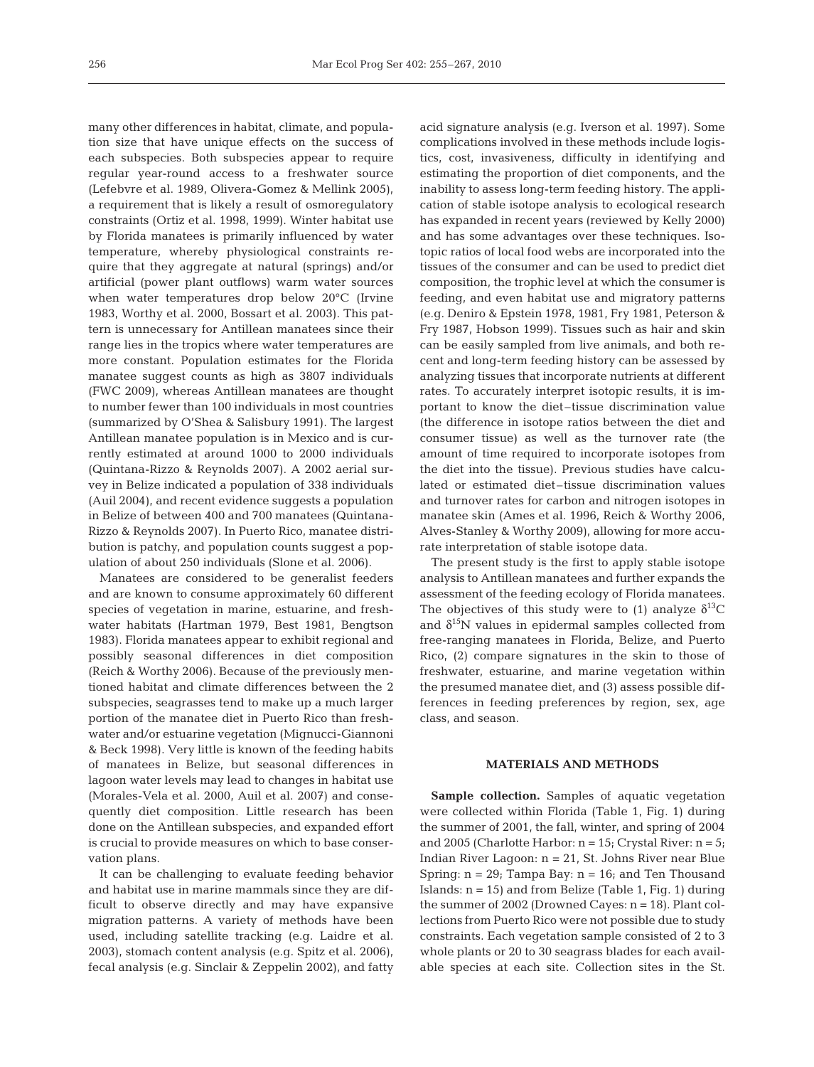many other differences in habitat, climate, and population size that have unique effects on the success of each subspecies. Both subspecies appear to require regular year-round access to a freshwater source (Lefebvre et al. 1989, Olivera-Gomez & Mellink 2005), a requirement that is likely a result of osmoregulatory constraints (Ortiz et al. 1998, 1999). Winter habitat use by Florida manatees is primarily influenced by water temperature, whereby physiological constraints require that they aggregate at natural (springs) and/or artificial (power plant outflows) warm water sources when water temperatures drop below 20°C (Irvine 1983, Worthy et al. 2000, Bossart et al. 2003). This pattern is unnecessary for Antillean manatees since their range lies in the tropics where water temperatures are more constant. Population estimates for the Florida manatee suggest counts as high as 3807 individuals (FWC 2009), whereas Antillean manatees are thought to number fewer than 100 individuals in most countries (summarized by O'Shea & Salisbury 1991). The largest Antillean manatee population is in Mexico and is currently estimated at around 1000 to 2000 individuals (Quintana-Rizzo & Reynolds 2007). A 2002 aerial survey in Belize indicated a population of 338 individuals (Auil 2004), and recent evidence suggests a population in Belize of between 400 and 700 manatees (Quintana-Rizzo & Reynolds 2007). In Puerto Rico, manatee distribution is patchy, and population counts suggest a population of about 250 individuals (Slone et al. 2006).

Manatees are considered to be generalist feeders and are known to consume approximately 60 different species of vegetation in marine, estuarine, and freshwater habitats (Hartman 1979, Best 1981, Bengtson 1983). Florida manatees appear to exhibit regional and possibly seasonal differences in diet composition (Reich & Worthy 2006). Because of the previously mentioned habitat and climate differences between the 2 subspecies, seagrasses tend to make up a much larger portion of the manatee diet in Puerto Rico than freshwater and/or estuarine vegetation (Mignucci-Giannoni & Beck 1998). Very little is known of the feeding habits of manatees in Belize, but seasonal differences in lagoon water levels may lead to changes in habitat use (Morales-Vela et al. 2000, Auil et al. 2007) and consequently diet composition. Little research has been done on the Antillean subspecies, and expanded effort is crucial to provide measures on which to base conservation plans.

It can be challenging to evaluate feeding behavior and habitat use in marine mammals since they are difficult to observe directly and may have expansive migration patterns. A variety of methods have been used, including satellite tracking (e.g. Laidre et al. 2003), stomach content analysis (e.g. Spitz et al. 2006), fecal analysis (e.g. Sinclair & Zeppelin 2002), and fatty acid signature analysis (e.g. Iverson et al. 1997). Some complications involved in these methods include logistics, cost, invasiveness, difficulty in identifying and estimating the proportion of diet components, and the inability to assess long-term feeding history. The application of stable isotope analysis to ecological research has expanded in recent years (reviewed by Kelly 2000) and has some advantages over these techniques. Isotopic ratios of local food webs are incorporated into the tissues of the consumer and can be used to predict diet composition, the trophic level at which the consumer is feeding, and even habitat use and migratory patterns (e.g. Deniro & Epstein 1978, 1981, Fry 1981, Peterson & Fry 1987, Hobson 1999). Tissues such as hair and skin can be easily sampled from live animals, and both recent and long-term feeding history can be assessed by analyzing tissues that incorporate nutrients at different rates. To accurately interpret isotopic results, it is important to know the diet–tissue discrimination value (the difference in isotope ratios between the diet and consumer tissue) as well as the turnover rate (the amount of time required to incorporate isotopes from the diet into the tissue). Previous studies have calculated or estimated diet–tissue discrimination values and turnover rates for carbon and nitrogen isotopes in manatee skin (Ames et al. 1996, Reich & Worthy 2006, Alves-Stanley & Worthy 2009), allowing for more accurate interpretation of stable isotope data.

The present study is the first to apply stable isotope analysis to Antillean manatees and further expands the assessment of the feeding ecology of Florida manatees. The objectives of this study were to (1) analyze $\delta^{13}C$ and $\delta^{15}N$ values in epidermal samples collected from free-ranging manatees in Florida, Belize, and Puerto Rico, (2) compare signatures in the skin to those of freshwater, estuarine, and marine vegetation within the presumed manatee diet, and (3) assess possible differences in feeding preferences by region, sex, age class, and season.

## MATERIALS AND METHODS

**Sample collection.** Samples of aquatic vegetation were collected within Florida (Table 1, Fig. 1) during the summer of 2001, the fall, winter, and spring of 2004 and 2005 (Charlotte Harbor: n = 15; Crystal River: n = 5; Indian River Lagoon: n = 21, St. Johns River near Blue Spring: n = 29; Tampa Bay: n = 16; and Ten Thousand Islands: n = 15) and from Belize (Table 1, Fig. 1) during the summer of 2002 (Drowned Cayes: n = 18). Plant collections from Puerto Rico were not possible due to study constraints. Each vegetation sample consisted of 2 to 3 whole plants or 20 to 30 seagrass blades for each available species at each site. Collection sites in the St.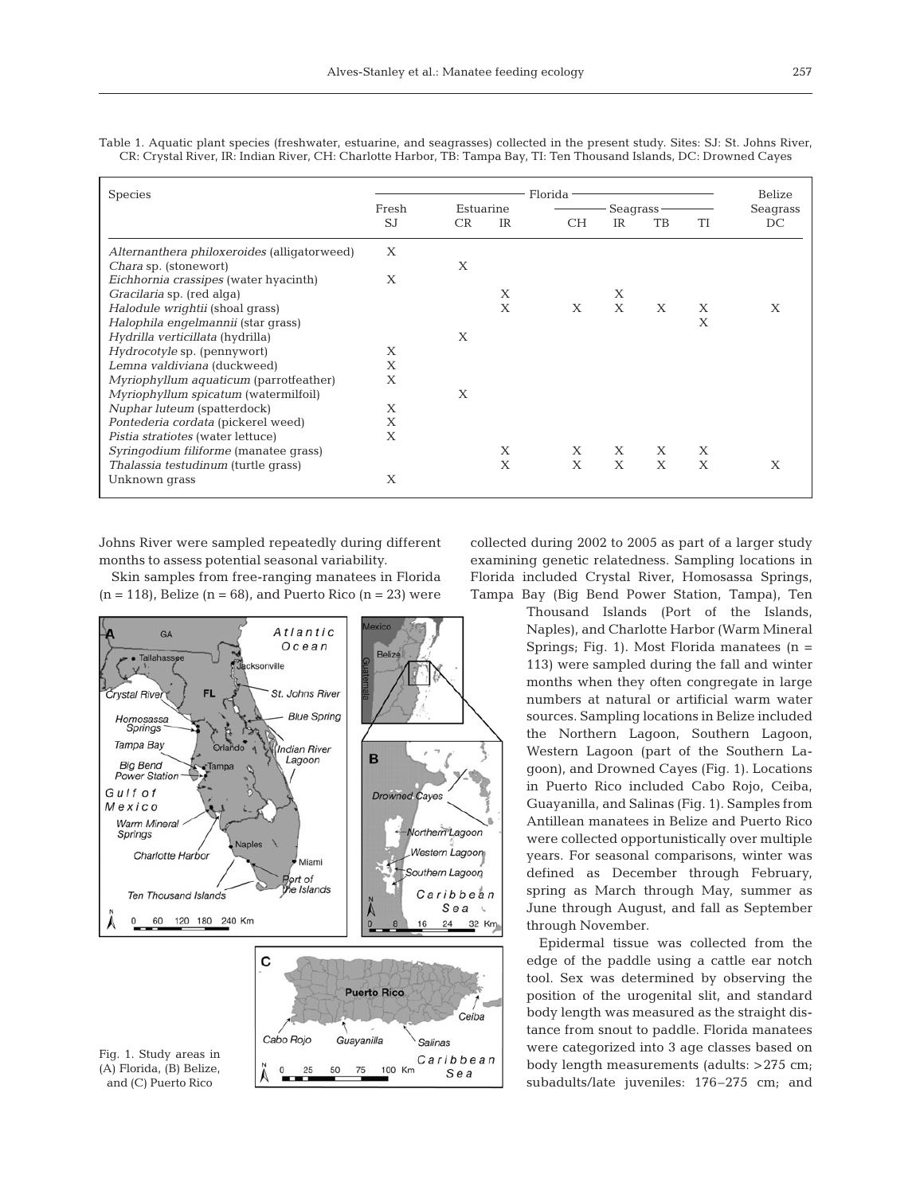Table 1. Aquatic plant species (freshwater, estuarine, and seagrasses) collected in the present study. Sites: SJ: St. Johns River, CR: Crystal River, IR: Indian River, CH: Charlotte Harbor, TB: Tampa Bay, TI: Ten Thousand Islands, DC: Drowned Cayes

| Species | Florida | | | | | | | Belize |
|---|---|---|---|---|---|---|---|---|
| | Fresh | Estuarine | | Seagrass | | | | Seagrass |
| | SJ | CR | IR | CH | IR | TB | TI | DC |
| *Alternanthera philoxeroides* (alligatorweed) | X | | | | | | | |
| *Chara* sp. (stonewort) | | X | | | | | | |
| *Eichhornia crassipes* (water hyacinth) | X | | | | | | | |
| *Gracilaria* sp. (red alga) | | | X | | X | | | |
| *Halodule wrightii* (shoal grass) | | | X | X | X | X | X | X |
| *Halophila engelmannii* (star grass) | | | | | | | X | |
| *Hydrilla verticillata* (hydrilla) | | X | | | | | | |
| *Hydrocotyle* sp. (pennywort) | X | | | | | | | |
| *Lemna valdiviana* (duckweed) | X | | | | | | | |
| *Myriophyllum aquaticum* (parrotfeather) | X | | | | | | | |
| *Myriophyllum spicatum* (watermilfoil) | | X | | | | | | |
| *Nuphar luteum* (spatterdock) | X | | | | | | | |
| *Pontederia cordata* (pickerel weed) | X | | | | | | | |
| *Pistia stratiotes* (water lettuce) | X | | | | | | | |
| *Syringodium filiforme* (manatee grass) | | | X | X | X | X | X | |
| *Thalassia testudinum* (turtle grass) | | | X | X | X | X | X | X |
| Unknown grass | X | | | | | | | |

Johns River were sampled repeatedly during different months to assess potential seasonal variability.

Skin samples from free-ranging manatees in Florida (n = 118), Belize (n = 68), and Puerto Rico (n = 23) were collected during 2002 to 2005 as part of a larger study examining genetic relatedness. Sampling locations in Florida included Crystal River, Homosassa Springs, Tampa Bay (Big Bend Power Station, Tampa), Ten Thousand Islands (Port of the Islands, Naples), and Charlotte Harbor (Warm Mineral Springs; Fig. 1). Most Florida manatees (n = 113) were sampled during the fall and winter months when they often congregate in large numbers at natural or artificial warm water sources. Sampling locations in Belize included the Northern Lagoon, Southern Lagoon, Western Lagoon (part of the Southern Lagoon), and Drowned Cayes (Fig. 1). Locations in Puerto Rico included Cabo Rojo, Ceiba, Guayanilla, and Salinas (Fig. 1). Samples from Antillean manatees in Belize and Puerto Rico were collected opportunistically over multiple years. For seasonal comparisons, winter was defined as December through February, spring as March through May, summer as June through August, and fall as September through November.

Fig. 1. Study areas in (A) Florida, (B) Belize, and (C) Puerto Rico

Epidermal tissue was collected from the edge of the paddle using a cattle ear notch tool. Sex was determined by observing the position of the urogenital slit, and standard body length was measured as the straight distance from snout to paddle. Florida manatees were categorized into 3 age classes based on body length measurements (adults: >275 cm; subadults/late juveniles: 176–275 cm; and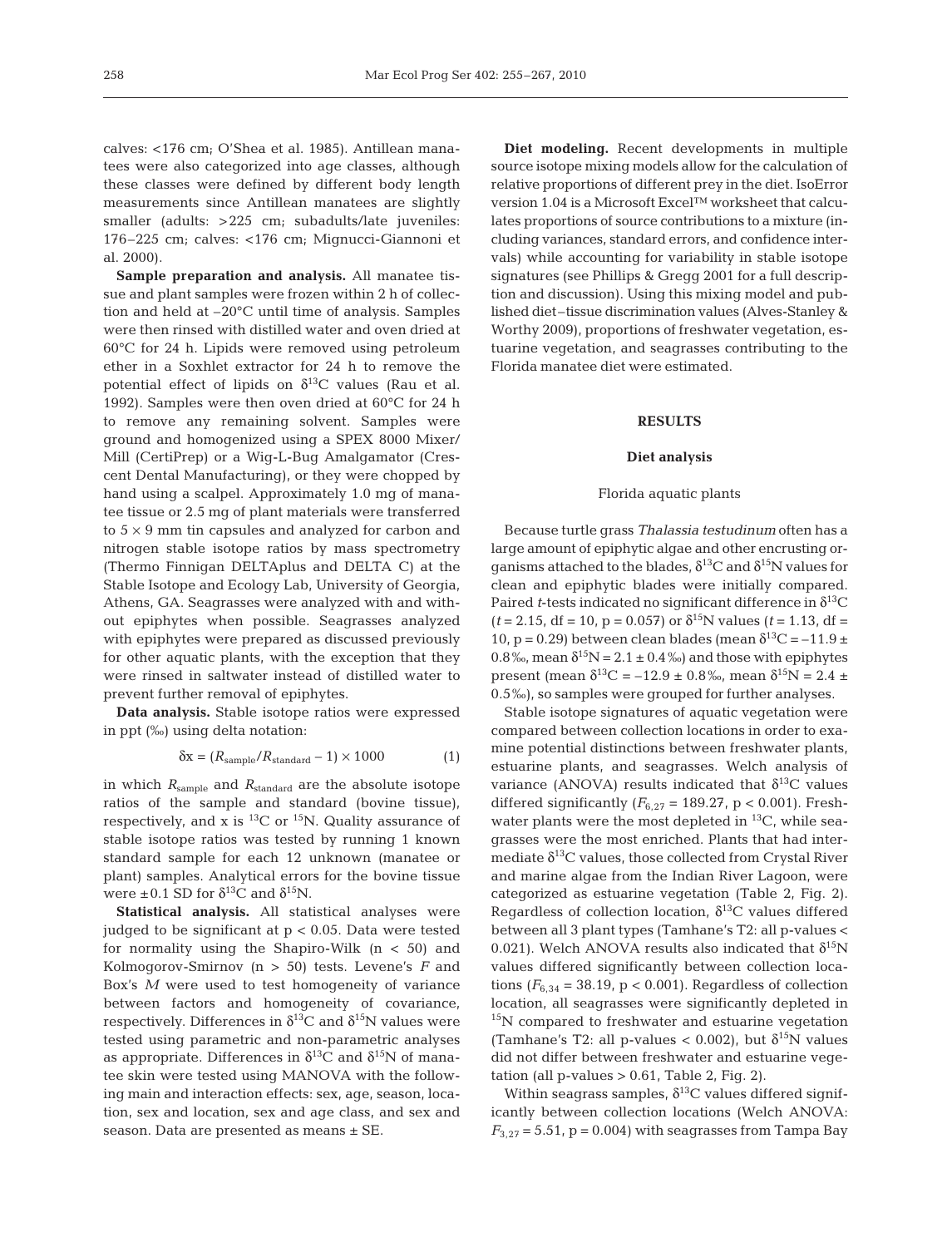calves: <176 cm; O'Shea et al. 1985). Antillean manatees were also categorized into age classes, although these classes were defined by different body length measurements since Antillean manatees are slightly smaller (adults: >225 cm; subadults/late juveniles: 176–225 cm; calves: <176 cm; Mignucci-Giannoni et al. 2000).

**Sample preparation and analysis.** All manatee tissue and plant samples were frozen within 2 h of collection and held at –20°C until time of analysis. Samples were then rinsed with distilled water and oven dried at 60°C for 24 h. Lipids were removed using petroleum ether in a Soxhlet extractor for 24 h to remove the potential effect of lipids on $\delta^{13}C$ values (Rau et al. 1992). Samples were then oven dried at 60°C for 24 h to remove any remaining solvent. Samples were ground and homogenized using a SPEX 8000 Mixer/Mill (CertiPrep) or a Wig-L-Bug Amalgamator (Crescent Dental Manufacturing), or they were chopped by hand using a scalpel. Approximately 1.0 mg of manatee tissue or 2.5 mg of plant materials were transferred to 5 × 9 mm tin capsules and analyzed for carbon and nitrogen stable isotope ratios by mass spectrometry (Thermo Finnigan DELTAplus and DELTA C) at the Stable Isotope and Ecology Lab, University of Georgia, Athens, GA. Seagrasses were analyzed with and without epiphytes when possible. Seagrasses analyzed with epiphytes were prepared as discussed previously for other aquatic plants, with the exception that they were rinsed in saltwater instead of distilled water to prevent further removal of epiphytes.

**Data analysis.** Stable isotope ratios were expressed in ppt (‰) using delta notation:

$$\delta x = (R_{sample}/R_{standard} - 1) \times 1000 \qquad (1)$$

in which $R_{sample}$ and $R_{standard}$ are the absolute isotope ratios of the sample and standard (bovine tissue), respectively, and x is $^{13}C$ or $^{15}N$. Quality assurance of stable isotope ratios was tested by running 1 known standard sample for each 12 unknown (manatee or plant) samples. Analytical errors for the bovine tissue were ±0.1 SD for $\delta^{13}C$ and $\delta^{15}N$.

**Statistical analysis.** All statistical analyses were judged to be significant at $p < 0.05$. Data were tested for normality using the Shapiro-Wilk ($n < 50$) and Kolmogorov-Smirnov ($n > 50$) tests. Levene's $F$ and Box's $M$ were used to test homogeneity of variance between factors and homogeneity of covariance, respectively. Differences in $\delta^{13}C$ and $\delta^{15}N$ values were tested using parametric and non-parametric analyses as appropriate. Differences in $\delta^{13}C$ and $\delta^{15}N$ of manatee skin were tested using MANOVA with the following main and interaction effects: sex, age, season, location, sex and location, sex and age class, and sex and season. Data are presented as means ± SE.

**Diet modeling.** Recent developments in multiple source isotope mixing models allow for the calculation of relative proportions of different prey in the diet. IsoError version 1.04 is a Microsoft Excel™ worksheet that calculates proportions of source contributions to a mixture (including variances, standard errors, and confidence intervals) while accounting for variability in stable isotope signatures (see Phillips & Gregg 2001 for a full description and discussion). Using this mixing model and published diet–tissue discrimination values (Alves-Stanley & Worthy 2009), proportions of freshwater vegetation, estuarine vegetation, and seagrasses contributing to the Florida manatee diet were estimated.

## RESULTS

### Diet analysis

#### Florida aquatic plants

Because turtle grass *Thalassia testudinum* often has a large amount of epiphytic algae and other encrusting organisms attached to the blades, $\delta^{13}C$ and $\delta^{15}N$ values for clean and epiphytic blades were initially compared. Paired $t$-tests indicated no significant difference in $\delta^{13}C$ ($t = 2.15$, df = 10, $p = 0.057$) or $\delta^{15}N$ values ($t = 1.13$, df = 10, $p = 0.29$) between clean blades (mean $\delta^{13}C = -11.9 \pm 0.8$‰, mean $\delta^{15}N = 2.1 \pm 0.4$‰) and those with epiphytes present (mean $\delta^{13}C = -12.9 \pm 0.8$‰, mean $\delta^{15}N = 2.4 \pm 0.5$‰), so samples were grouped for further analyses.

Stable isotope signatures of aquatic vegetation were compared between collection locations in order to examine potential distinctions between freshwater plants, estuarine plants, and seagrasses. Welch analysis of variance (ANOVA) results indicated that $\delta^{13}C$ values differed significantly ($F_{6,27} = 189.27$, $p < 0.001$). Freshwater plants were the most depleted in $^{13}C$, while seagrasses were the most enriched. Plants that had intermediate $\delta^{13}C$ values, those collected from Crystal River and marine algae from the Indian River Lagoon, were categorized as estuarine vegetation (Table 2, Fig. 2). Regardless of collection location, $\delta^{13}C$ values differed between all 3 plant types (Tamhane's T2: all p-values < 0.021). Welch ANOVA results also indicated that $\delta^{15}N$ values differed significantly between collection locations ($F_{6,34} = 38.19$, $p < 0.001$). Regardless of collection location, all seagrasses were significantly depleted in $^{15}N$ compared to freshwater and estuarine vegetation (Tamhane's T2: all p-values < 0.002), but $\delta^{15}N$ values did not differ between freshwater and estuarine vegetation (all p-values > 0.61, Table 2, Fig. 2).

Within seagrass samples, $\delta^{13}C$ values differed significantly between collection locations (Welch ANOVA: $F_{3,27} = 5.51$, $p = 0.004$) with seagrasses from Tampa Bay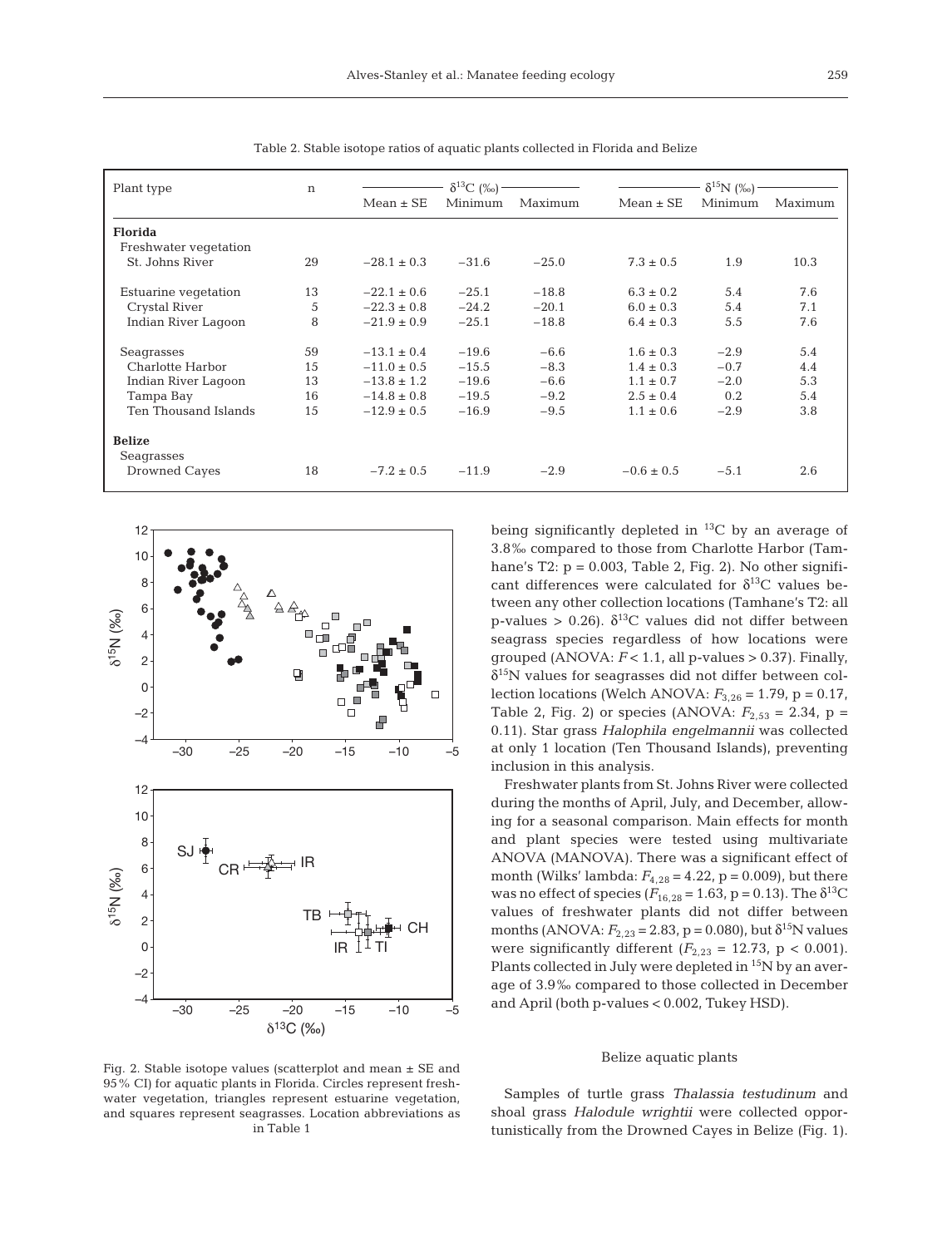Table 2. Stable isotope ratios of aquatic plants collected in Florida and Belize

| Plant type | n | $\delta^{13}C$ (‰) | | | $\delta^{15}N$ (‰) | | |
|---|---|---|---|---|---|---|---|
| | | Mean ± SE | Minimum | Maximum | Mean ± SE | Minimum | Maximum |
| **Florida** | | | | | | | |
| Freshwater vegetation | | | | | | | |
| St. Johns River | 29 | −28.1 ± 0.3 | −31.6 | −25.0 | 7.3 ± 0.5 | 1.9 | 10.3 |
| Estuarine vegetation | 13 | −22.1 ± 0.6 | −25.1 | −18.8 | 6.3 ± 0.2 | 5.4 | 7.6 |
| Crystal River | 5 | −22.3 ± 0.8 | −24.2 | −20.1 | 6.0 ± 0.3 | 5.4 | 7.1 |
| Indian River Lagoon | 8 | −21.9 ± 0.9 | −25.1 | −18.8 | 6.4 ± 0.3 | 5.5 | 7.6 |
| Seagrasses | 59 | −13.1 ± 0.4 | −19.6 | −6.6 | 1.6 ± 0.3 | −2.9 | 5.4 |
| Charlotte Harbor | 15 | −11.0 ± 0.5 | −15.5 | −8.3 | 1.4 ± 0.3 | −0.7 | 4.4 |
| Indian River Lagoon | 13 | −13.8 ± 1.2 | −19.6 | −6.6 | 1.1 ± 0.7 | −2.0 | 5.3 |
| Tampa Bay | 16 | −14.8 ± 0.8 | −19.5 | −9.2 | 2.5 ± 0.4 | 0.2 | 5.4 |
| Ten Thousand Islands | 15 | −12.9 ± 0.5 | −16.9 | −9.5 | 1.1 ± 0.6 | −2.9 | 3.8 |
| **Belize** | | | | | | | |
| Seagrasses | | | | | | | |
| Drowned Cayes | 18 | −7.2 ± 0.5 | −11.9 | −2.9 | −0.6 ± 0.5 | −5.1 | 2.6 |

Fig. 2. Stable isotope values (scatterplot and mean ± SE and 95% CI) for aquatic plants in Florida. Circles represent freshwater vegetation, triangles represent estuarine vegetation, and squares represent seagrasses. Location abbreviations as in Table 1

being significantly depleted in $^{13}C$ by an average of 3.8‰ compared to those from Charlotte Harbor (Tamhane's T2: $p = 0.003$, Table 2, Fig. 2). No other significant differences were calculated for $\delta^{13}C$ values between any other collection locations (Tamhane's T2: all p-values > 0.26). $\delta^{13}C$ values did not differ between seagrass species regardless of how locations were grouped (ANOVA: $F < 1.1$, all p-values > 0.37). Finally, $\delta^{15}N$ values for seagrasses did not differ between collection locations (Welch ANOVA: $F_{3,26} = 1.79$, $p = 0.17$, Table 2, Fig. 2) or species (ANOVA: $F_{2,53} = 2.34$, $p = 0.11$). Star grass *Halophila engelmannii* was collected at only 1 location (Ten Thousand Islands), preventing inclusion in this analysis.

Freshwater plants from St. Johns River were collected during the months of April, July, and December, allowing for a seasonal comparison. Main effects for month and plant species were tested using multivariate ANOVA (MANOVA). There was a significant effect of month (Wilks' lambda: $F_{4,28} = 4.22$, $p = 0.009$), but there was no effect of species ($F_{16,28} = 1.63$, $p = 0.13$). The $\delta^{13}C$ values of freshwater plants did not differ between months (ANOVA: $F_{2,23} = 2.83$, $p = 0.080$), but $\delta^{15}N$ values were significantly different ($F_{2,23} = 12.73$, $p < 0.001$). Plants collected in July were depleted in $^{15}N$ by an average of 3.9‰ compared to those collected in December and April (both p-values < 0.002, Tukey HSD).

### Belize aquatic plants

Samples of turtle grass *Thalassia testudinum* and shoal grass *Halodule wrightii* were collected opportunistically from the Drowned Cayes in Belize (Fig. 1).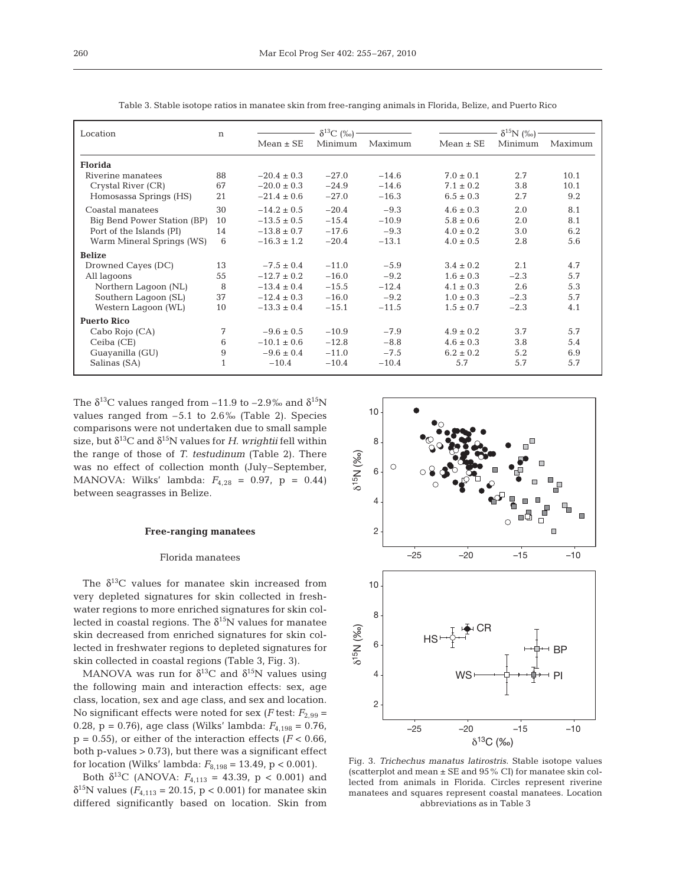Table 3. Stable isotope ratios in manatee skin from free-ranging animals in Florida, Belize, and Puerto Rico

| Location | n | $\delta^{13}C$ (‰) | | | $\delta^{15}N$ (‰) | | |
|---|---|---|---|---|---|---|---|
| | | Mean ± SE | Minimum | Maximum | Mean ± SE | Minimum | Maximum |
| **Florida** | | | | | | | |
| Riverine manatees | 88 | −20.4 ± 0.3 | −27.0 | −14.6 | 7.0 ± 0.1 | 2.7 | 10.1 |
| Crystal River (CR) | 67 | −20.0 ± 0.3 | −24.9 | −14.6 | 7.1 ± 0.2 | 3.8 | 10.1 |
| Homosassa Springs (HS) | 21 | −21.4 ± 0.6 | −27.0 | −16.3 | 6.5 ± 0.3 | 2.7 | 9.2 |
| Coastal manatees | 30 | −14.2 ± 0.5 | −20.4 | −9.3 | 4.6 ± 0.3 | 2.0 | 8.1 |
| Big Bend Power Station (BP) | 10 | −13.5 ± 0.5 | −15.4 | −10.9 | 5.8 ± 0.6 | 2.0 | 8.1 |
| Port of the Islands (PI) | 14 | −13.8 ± 0.7 | −17.6 | −9.3 | 4.0 ± 0.2 | 3.0 | 6.2 |
| Warm Mineral Springs (WS) | 6 | −16.3 ± 1.2 | −20.4 | −13.1 | 4.0 ± 0.5 | 2.8 | 5.6 |
| **Belize** | | | | | | | |
| Drowned Cayes (DC) | 13 | −7.5 ± 0.4 | −11.0 | −5.9 | 3.4 ± 0.2 | 2.1 | 4.7 |
| All lagoons | 55 | −12.7 ± 0.2 | −16.0 | −9.2 | 1.6 ± 0.3 | −2.3 | 5.7 |
| Northern Lagoon (NL) | 8 | −13.4 ± 0.4 | −15.5 | −12.4 | 4.1 ± 0.3 | 2.6 | 5.3 |
| Southern Lagoon (SL) | 37 | −12.4 ± 0.3 | −16.0 | −9.2 | 1.0 ± 0.3 | −2.3 | 5.7 |
| Western Lagoon (WL) | 10 | −13.3 ± 0.4 | −15.1 | −11.5 | 1.5 ± 0.7 | −2.3 | 4.1 |
| **Puerto Rico** | | | | | | | |
| Cabo Rojo (CA) | 7 | −9.6 ± 0.5 | −10.9 | −7.9 | 4.9 ± 0.2 | 3.7 | 5.7 |
| Ceiba (CE) | 6 | −10.1 ± 0.6 | −12.8 | −8.8 | 4.6 ± 0.3 | 3.8 | 5.4 |
| Guayanilla (GU) | 9 | −9.6 ± 0.4 | −11.0 | −7.5 | 6.2 ± 0.2 | 5.2 | 6.9 |
| Salinas (SA) | 1 | −10.4 | −10.4 | −10.4 | 5.7 | 5.7 | 5.7 |

The $\delta^{13}C$ values ranged from −11.9 to −2.9‰ and $\delta^{15}N$ values ranged from −5.1 to 2.6‰ (Table 2). Species comparisons were not undertaken due to small sample size, but $\delta^{13}C$ and $\delta^{15}N$ values for *H. wrightii* fell within the range of those of *T. testudinum* (Table 2). There was no effect of collection month (July–September, MANOVA: Wilks' lambda: $F_{4,28}$ = 0.97, p = 0.44) between seagrasses in Belize.

### Free-ranging manatees

#### Florida manatees

The $\delta^{13}C$ values for manatee skin increased from very depleted signatures for skin collected in freshwater regions to more enriched signatures for skin collected in coastal regions. The $\delta^{15}N$ values for manatee skin decreased from enriched signatures for skin collected in freshwater regions to depleted signatures for skin collected in coastal regions (Table 3, Fig. 3).

MANOVA was run for $\delta^{13}C$ and $\delta^{15}N$ values using the following main and interaction effects: sex, age class, location, sex and age class, and sex and location. No significant effects were noted for sex (*F* test: $F_{2,99}$ = 0.28, p = 0.76), age class (Wilks' lambda: $F_{4,198}$ = 0.76, p = 0.55), or either of the interaction effects ($F$ < 0.66, both p-values > 0.73), but there was a significant effect for location (Wilks' lambda: $F_{8,198}$ = 13.49, p < 0.001).

Both $\delta^{13}C$ (ANOVA: $F_{4,113}$ = 43.39, p < 0.001) and $\delta^{15}N$ values ($F_{4,113}$ = 20.15, p < 0.001) for manatee skin differed significantly based on location. Skin from

Fig. 3. *Trichechus manatus latirostris*. Stable isotope values (scatterplot and mean ± SE and 95% CI) for manatee skin collected from animals in Florida. Circles represent riverine manatees and squares represent coastal manatees. Location abbreviations as in Table 3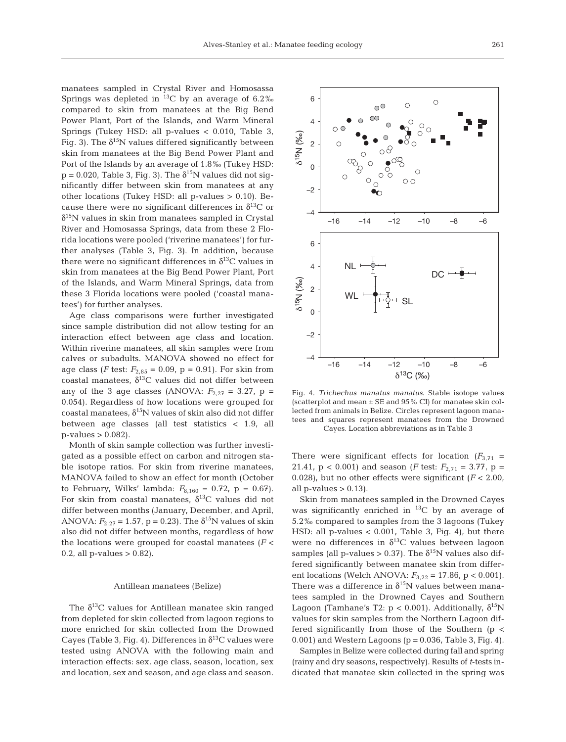manatees sampled in Crystal River and Homosassa Springs was depleted in $^{13}C$ by an average of 6.2‰ compared to skin from manatees at the Big Bend Power Plant, Port of the Islands, and Warm Mineral Springs (Tukey HSD: all p-values < 0.010, Table 3, Fig. 3). The $\delta^{15}N$ values differed significantly between skin from manatees at the Big Bend Power Plant and Port of the Islands by an average of 1.8‰ (Tukey HSD: $p = 0.020$, Table 3, Fig. 3). The $\delta^{15}N$ values did not significantly differ between skin from manatees at any other locations (Tukey HSD: all p-values > 0.10). Because there were no significant differences in $\delta^{13}C$ or $\delta^{15}N$ values in skin from manatees sampled in Crystal River and Homosassa Springs, data from these 2 Florida locations were pooled ('riverine manatees') for further analyses (Table 3, Fig. 3). In addition, because there were no significant differences in $\delta^{13}C$ values in skin from manatees at the Big Bend Power Plant, Port of the Islands, and Warm Mineral Springs, data from these 3 Florida locations were pooled ('coastal manatees') for further analyses.

Age class comparisons were further investigated since sample distribution did not allow testing for an interaction effect between age class and location. Within riverine manatees, all skin samples were from calves or subadults. MANOVA showed no effect for age class (*F* test: $F_{2,85} = 0.09$, $p = 0.91$). For skin from coastal manatees, $\delta^{13}C$ values did not differ between any of the 3 age classes (ANOVA: $F_{2,27} = 3.27$, $p = 0.054$). Regardless of how locations were grouped for coastal manatees, $\delta^{15}N$ values of skin also did not differ between age classes (all test statistics < 1.9, all p-values > 0.082).

Month of skin sample collection was further investigated as a possible effect on carbon and nitrogen stable isotope ratios. For skin from riverine manatees, MANOVA failed to show an effect for month (October to February, Wilks' lambda: $F_{8,160} = 0.72$, $p = 0.67$). For skin from coastal manatees, $\delta^{13}C$ values did not differ between months (January, December, and April, ANOVA: $F_{2,27} = 1.57$, $p = 0.23$). The $\delta^{15}N$ values of skin also did not differ between months, regardless of how the locations were grouped for coastal manatees ($F < 0.2$, all p-values > 0.82).

### Antillean manatees (Belize)

The $\delta^{13}C$ values for Antillean manatee skin ranged from depleted for skin collected from lagoon regions to more enriched for skin collected from the Drowned Cayes (Table 3, Fig. 4). Differences in $\delta^{13}C$ values were tested using ANOVA with the following main and interaction effects: sex, age class, season, location, sex and location, sex and season, and age class and season.

Fig. 4. *Trichechus manatus manatus*. Stable isotope values (scatterplot and mean ± SE and 95% CI) for manatee skin collected from animals in Belize. Circles represent lagoon manatees and squares represent manatees from the Drowned Cayes. Location abbreviations as in Table 3

There were significant effects for location ($F_{3,71} = 21.41$, $p < 0.001$) and season (*F* test: $F_{2,71} = 3.77$, $p = 0.028$), but no other effects were significant ($F < 2.00$, all p-values > 0.13).

Skin from manatees sampled in the Drowned Cayes was significantly enriched in $^{13}C$ by an average of 5.2‰ compared to samples from the 3 lagoons (Tukey HSD: all p-values < 0.001, Table 3, Fig. 4), but there were no differences in $\delta^{13}C$ values between lagoon samples (all p-values > 0.37). The $\delta^{15}N$ values also differed significantly between manatee skin from different locations (Welch ANOVA: $F_{3,22} = 17.86$, $p < 0.001$). There was a difference in $\delta^{15}N$ values between manatees sampled in the Drowned Cayes and Southern Lagoon (Tamhane's T2: $p < 0.001$). Additionally, $\delta^{15}N$ values for skin samples from the Northern Lagoon differed significantly from those of the Southern ($p < 0.001$) and Western Lagoons ($p = 0.036$, Table 3, Fig. 4).

Samples in Belize were collected during fall and spring (rainy and dry seasons, respectively). Results of *t*-tests indicated that manatee skin collected in the spring was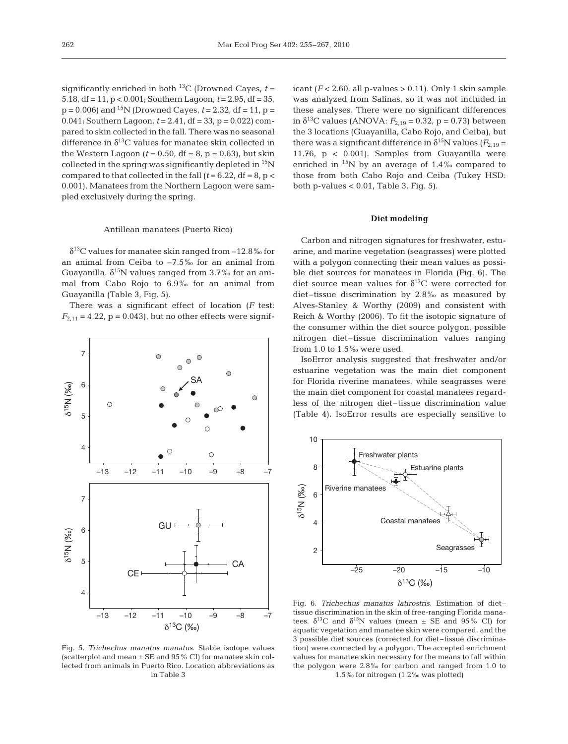significantly enriched in both $^{13}C$ (Drowned Cayes, $t = 5.18$, df = 11, $p < 0.001$; Southern Lagoon, $t = 2.95$, df = 35, $p = 0.006$) and $^{15}N$ (Drowned Cayes, $t = 2.32$, df = 11, $p = 0.041$; Southern Lagoon, $t = 2.41$, df = 33, $p = 0.022$) compared to skin collected in the fall. There was no seasonal difference in $\delta^{13}C$ values for manatee skin collected in the Western Lagoon ($t = 0.50$, df = 8, $p = 0.63$), but skin collected in the spring was significantly depleted in $^{15}N$ compared to that collected in the fall ($t = 6.22$, df = 8, $p < 0.001$). Manatees from the Northern Lagoon were sampled exclusively during the spring.

### Antillean manatees (Puerto Rico)

$\delta^{13}C$ values for manatee skin ranged from −12.8‰ for an animal from Ceiba to −7.5‰ for an animal from Guayanilla. $\delta^{15}N$ values ranged from 3.7‰ for an animal from Cabo Rojo to 6.9‰ for an animal from Guayanilla (Table 3, Fig. 5).

There was a significant effect of location ($F$ test: $F_{2,11} = 4.22$, $p = 0.043$), but no other effects were significant ($F < 2.60$, all p-values > 0.11). Only 1 skin sample was analyzed from Salinas, so it was not included in these analyses. There were no significant differences in $\delta^{13}C$ values (ANOVA: $F_{2,19} = 0.32$, $p = 0.73$) between the 3 locations (Guayanilla, Cabo Rojo, and Ceiba), but there was a significant difference in $\delta^{15}N$ values ($F_{2,19} = 11.76$, $p < 0.001$). Samples from Guayanilla were enriched in $^{15}N$ by an average of 1.4‰ compared to those from both Cabo Rojo and Ceiba (Tukey HSD: both p-values < 0.01, Table 3, Fig. 5).

Fig. 5. *Trichechus manatus manatus.* Stable isotope values (scatterplot and mean ± SE and 95% CI) for manatee skin collected from animals in Puerto Rico. Location abbreviations as in Table 3

### Diet modeling

Carbon and nitrogen signatures for freshwater, estuarine, and marine vegetation (seagrasses) were plotted with a polygon connecting their mean values as possible diet sources for manatees in Florida (Fig. 6). The diet source mean values for $\delta^{13}C$ were corrected for diet–tissue discrimination by 2.8‰ as measured by Alves-Stanley & Worthy (2009) and consistent with Reich & Worthy (2006). To fit the isotopic signature of the consumer within the diet source polygon, possible nitrogen diet–tissue discrimination values ranging from 1.0 to 1.5‰ were used.

IsoError analysis suggested that freshwater and/or estuarine vegetation was the main diet component for Florida riverine manatees, while seagrasses were the main diet component for coastal manatees regardless of the nitrogen diet–tissue discrimination value (Table 4). IsoError results are especially sensitive to

Fig. 6. *Trichechus manatus latirostris.* Estimation of diet–tissue discrimination in the skin of free-ranging Florida manatees. $\delta^{13}C$ and $\delta^{15}N$ values (mean ± SE and 95% CI) for aquatic vegetation and manatee skin were compared, and the 3 possible diet sources (corrected for diet–tissue discrimination) were connected by a polygon. The accepted enrichment values for manatee skin necessary for the means to fall within the polygon were 2.8‰ for carbon and ranged from 1.0 to 1.5‰ for nitrogen (1.2‰ was plotted)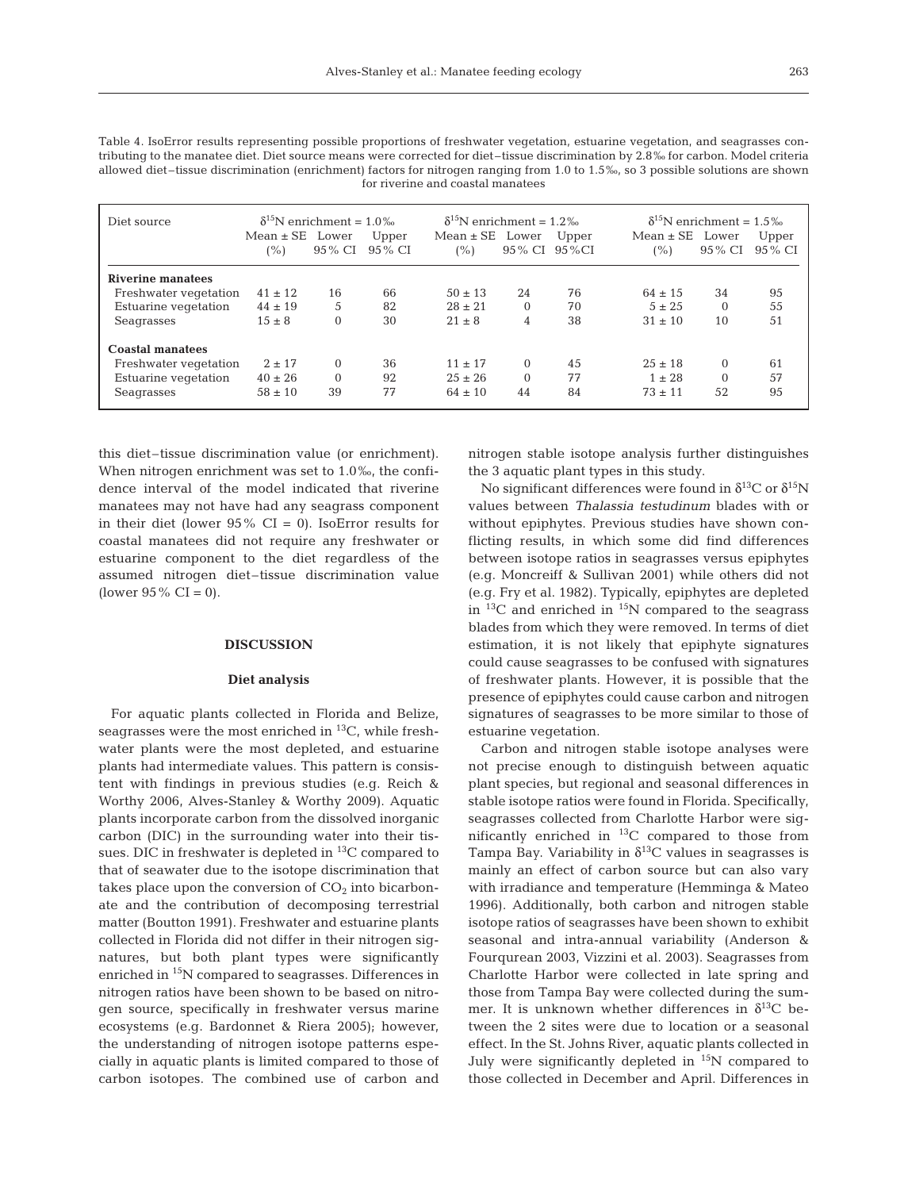Table 4. IsoError results representing possible proportions of freshwater vegetation, estuarine vegetation, and seagrasses contributing to the manatee diet. Diet source means were corrected for diet–tissue discrimination by 2.8‰ for carbon. Model criteria allowed diet–tissue discrimination (enrichment) factors for nitrogen ranging from 1.0 to 1.5‰, so 3 possible solutions are shown for riverine and coastal manatees

| Diet source | $\delta^{15}N$ enrichment = 1.0‰ | | | $\delta^{15}N$ enrichment = 1.2‰ | | | $\delta^{15}N$ enrichment = 1.5‰ | | |
|---|---|---|---|---|---|---|---|---|---|
| | Mean ± SE (%) | Lower 95% CI | Upper 95% CI | Mean ± SE (%) | Lower 95% CI | Upper 95%CI | Mean ± SE (%) | Lower 95% CI | Upper 95% CI |
| **Riverine manatees** | | | | | | | | | |
| Freshwater vegetation | 41 ± 12 | 16 | 66 | 50 ± 13 | 24 | 76 | 64 ± 15 | 34 | 95 |
| Estuarine vegetation | 44 ± 19 | 5 | 82 | 28 ± 21 | 0 | 70 | 5 ± 25 | 0 | 55 |
| Seagrasses | 15 ± 8 | 0 | 30 | 21 ± 8 | 4 | 38 | 31 ± 10 | 10 | 51 |
| **Coastal manatees** | | | | | | | | | |
| Freshwater vegetation | 2 ± 17 | 0 | 36 | 11 ± 17 | 0 | 45 | 25 ± 18 | 0 | 61 |
| Estuarine vegetation | 40 ± 26 | 0 | 92 | 25 ± 26 | 0 | 77 | 1 ± 28 | 0 | 57 |
| Seagrasses | 58 ± 10 | 39 | 77 | 64 ± 10 | 44 | 84 | 73 ± 11 | 52 | 95 |

this diet–tissue discrimination value (or enrichment). When nitrogen enrichment was set to 1.0‰, the confidence interval of the model indicated that riverine manatees may not have had any seagrass component in their diet (lower 95% CI = 0). IsoError results for coastal manatees did not require any freshwater or estuarine component to the diet regardless of the assumed nitrogen diet–tissue discrimination value (lower 95% CI = 0).

## DISCUSSION

### Diet analysis

For aquatic plants collected in Florida and Belize, seagrasses were the most enriched in $^{13}C$, while freshwater plants were the most depleted, and estuarine plants had intermediate values. This pattern is consistent with findings in previous studies (e.g. Reich & Worthy 2006, Alves-Stanley & Worthy 2009). Aquatic plants incorporate carbon from the dissolved inorganic carbon (DIC) in the surrounding water into their tissues. DIC in freshwater is depleted in $^{13}C$ compared to that of seawater due to the isotope discrimination that takes place upon the conversion of $CO_2$ into bicarbonate and the contribution of decomposing terrestrial matter (Boutton 1991). Freshwater and estuarine plants collected in Florida did not differ in their nitrogen signatures, but both plant types were significantly enriched in $^{15}N$ compared to seagrasses. Differences in nitrogen ratios have been shown to be based on nitrogen source, specifically in freshwater versus marine ecosystems (e.g. Bardonnet & Riera 2005); however, the understanding of nitrogen isotope patterns especially in aquatic plants is limited compared to those of carbon isotopes. The combined use of carbon and nitrogen stable isotope analysis further distinguishes the 3 aquatic plant types in this study.

No significant differences were found in $\delta^{13}C$ or $\delta^{15}N$ values between *Thalassia testudinum* blades with or without epiphytes. Previous studies have shown conflicting results, in which some did find differences between isotope ratios in seagrasses versus epiphytes (e.g. Moncreiff & Sullivan 2001) while others did not (e.g. Fry et al. 1982). Typically, epiphytes are depleted in $^{13}C$ and enriched in $^{15}N$ compared to the seagrass blades from which they were removed. In terms of diet estimation, it is not likely that epiphyte signatures could cause seagrasses to be confused with signatures of freshwater plants. However, it is possible that the presence of epiphytes could cause carbon and nitrogen signatures of seagrasses to be more similar to those of estuarine vegetation.

Carbon and nitrogen stable isotope analyses were not precise enough to distinguish between aquatic plant species, but regional and seasonal differences in stable isotope ratios were found in Florida. Specifically, seagrasses collected from Charlotte Harbor were significantly enriched in $^{13}C$ compared to those from Tampa Bay. Variability in $\delta^{13}C$ values in seagrasses is mainly an effect of carbon source but can also vary with irradiance and temperature (Hemminga & Mateo 1996). Additionally, both carbon and nitrogen stable isotope ratios of seagrasses have been shown to exhibit seasonal and intra-annual variability (Anderson & Fourqurean 2003, Vizzini et al. 2003). Seagrasses from Charlotte Harbor were collected in late spring and those from Tampa Bay were collected during the summer. It is unknown whether differences in $\delta^{13}C$ between the 2 sites were due to location or a seasonal effect. In the St. Johns River, aquatic plants collected in July were significantly depleted in $^{15}N$ compared to those collected in December and April. Differences in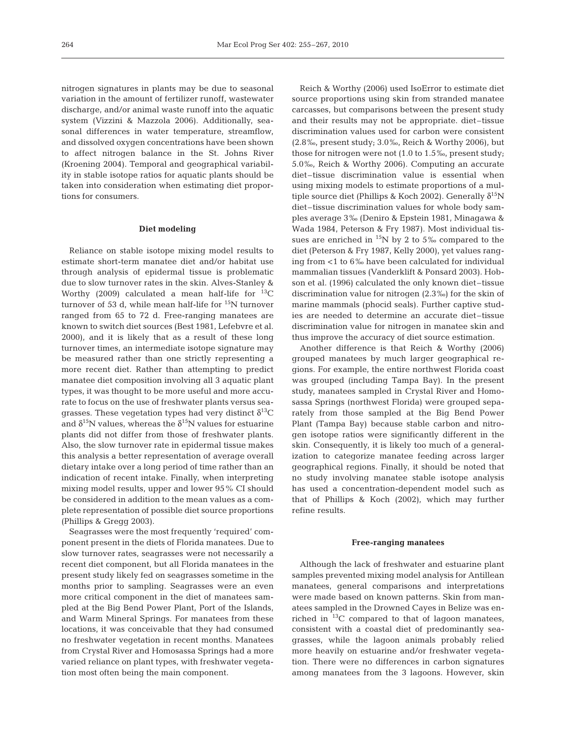nitrogen signatures in plants may be due to seasonal variation in the amount of fertilizer runoff, wastewater discharge, and/or animal waste runoff into the aquatic system (Vizzini & Mazzola 2006). Additionally, seasonal differences in water temperature, streamflow, and dissolved oxygen concentrations have been shown to affect nitrogen balance in the St. Johns River (Kroening 2004). Temporal and geographical variability in stable isotope ratios for aquatic plants should be taken into consideration when estimating diet proportions for consumers.

### Diet modeling

Reliance on stable isotope mixing model results to estimate short-term manatee diet and/or habitat use through analysis of epidermal tissue is problematic due to slow turnover rates in the skin. Alves-Stanley & Worthy (2009) calculated a mean half-life for $^{13}$C turnover of 53 d, while mean half-life for $^{15}$N turnover ranged from 65 to 72 d. Free-ranging manatees are known to switch diet sources (Best 1981, Lefebvre et al. 2000), and it is likely that as a result of these long turnover times, an intermediate isotope signature may be measured rather than one strictly representing a more recent diet. Rather than attempting to predict manatee diet composition involving all 3 aquatic plant types, it was thought to be more useful and more accurate to focus on the use of freshwater plants versus seagrasses. These vegetation types had very distinct $\delta^{13}$C and $\delta^{15}$N values, whereas the $\delta^{15}$N values for estuarine plants did not differ from those of freshwater plants. Also, the slow turnover rate in epidermal tissue makes this analysis a better representation of average overall dietary intake over a long period of time rather than an indication of recent intake. Finally, when interpreting mixing model results, upper and lower 95% CI should be considered in addition to the mean values as a complete representation of possible diet source proportions (Phillips & Gregg 2003).

Seagrasses were the most frequently 'required' component present in the diets of Florida manatees. Due to slow turnover rates, seagrasses were not necessarily a recent diet component, but all Florida manatees in the present study likely fed on seagrasses sometime in the months prior to sampling. Seagrasses were an even more critical component in the diet of manatees sampled at the Big Bend Power Plant, Port of the Islands, and Warm Mineral Springs. For manatees from these locations, it was conceivable that they had consumed no freshwater vegetation in recent months. Manatees from Crystal River and Homosassa Springs had a more varied reliance on plant types, with freshwater vegetation most often being the main component.

Reich & Worthy (2006) used IsoError to estimate diet source proportions using skin from stranded manatee carcasses, but comparisons between the present study and their results may not be appropriate. diet–tissue discrimination values used for carbon were consistent (2.8‰, present study; 3.0‰, Reich & Worthy 2006), but those for nitrogen were not (1.0 to 1.5‰, present study; 5.0‰, Reich & Worthy 2006). Computing an accurate diet–tissue discrimination value is essential when using mixing models to estimate proportions of a multiple source diet (Phillips & Koch 2002). Generally $\delta^{15}$N diet–tissue discrimination values for whole body samples average 3‰ (Deniro & Epstein 1981, Minagawa & Wada 1984, Peterson & Fry 1987). Most individual tissues are enriched in $^{15}$N by 2 to 5‰ compared to the diet (Peterson & Fry 1987, Kelly 2000), yet values ranging from <1 to 6‰ have been calculated for individual mammalian tissues (Vanderklift & Ponsard 2003). Hobson et al. (1996) calculated the only known diet–tissue discrimination value for nitrogen (2.3‰) for the skin of marine mammals (phocid seals). Further captive studies are needed to determine an accurate diet–tissue discrimination value for nitrogen in manatee skin and thus improve the accuracy of diet source estimation.

Another difference is that Reich & Worthy (2006) grouped manatees by much larger geographical regions. For example, the entire northwest Florida coast was grouped (including Tampa Bay). In the present study, manatees sampled in Crystal River and Homosassa Springs (northwest Florida) were grouped separately from those sampled at the Big Bend Power Plant (Tampa Bay) because stable carbon and nitrogen isotope ratios were significantly different in the skin. Consequently, it is likely too much of a generalization to categorize manatee feeding across larger geographical regions. Finally, it should be noted that no study involving manatee stable isotope analysis has used a concentration-dependent model such as that of Phillips & Koch (2002), which may further refine results.

### Free-ranging manatees

Although the lack of freshwater and estuarine plant samples prevented mixing model analysis for Antillean manatees, general comparisons and interpretations were made based on known patterns. Skin from manatees sampled in the Drowned Cayes in Belize was enriched in $^{13}$C compared to that of lagoon manatees, consistent with a coastal diet of predominantly seagrasses, while the lagoon animals probably relied more heavily on estuarine and/or freshwater vegetation. There were no differences in carbon signatures among manatees from the 3 lagoons. However, skin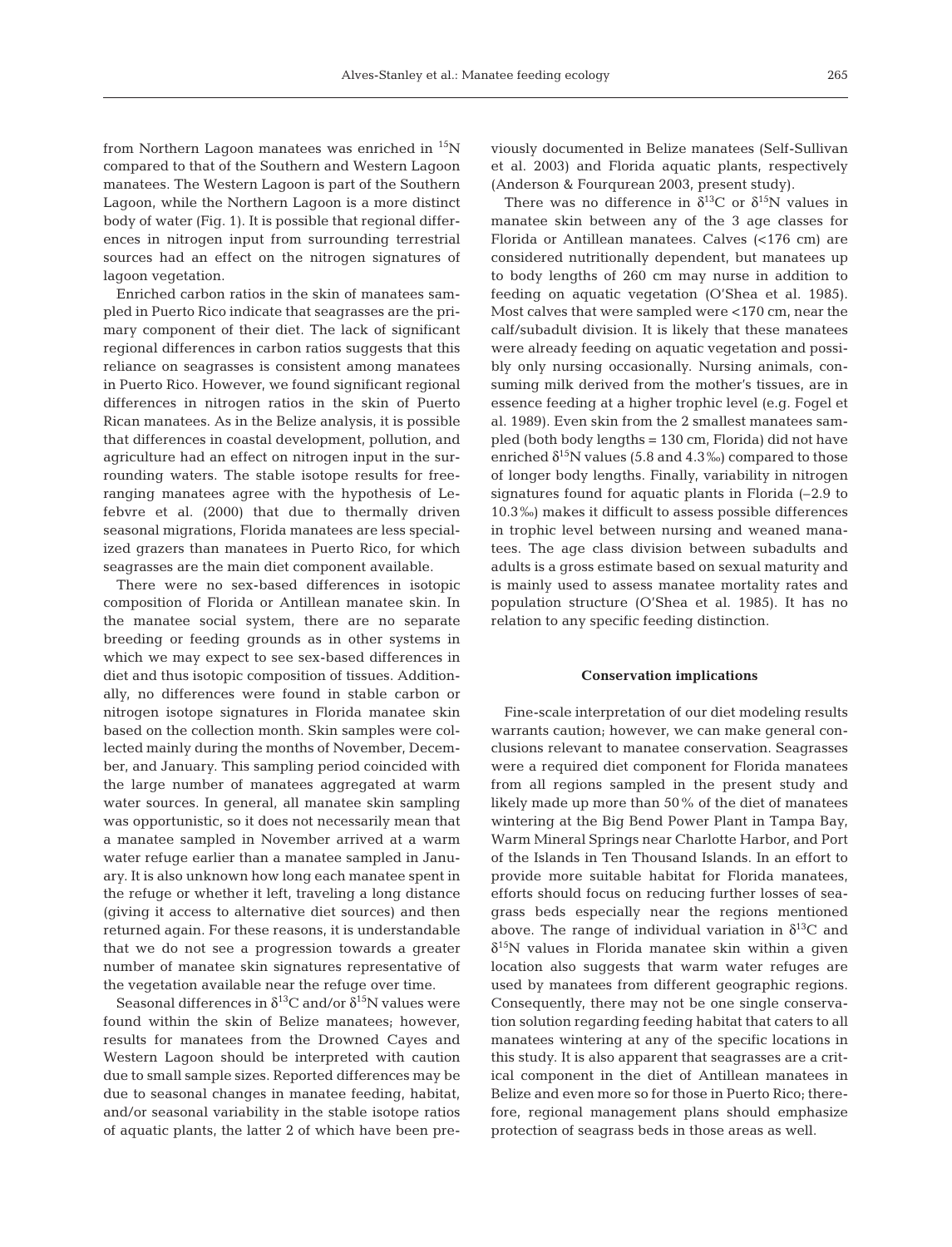from Northern Lagoon manatees was enriched in $^{15}N$ compared to that of the Southern and Western Lagoon manatees. The Western Lagoon is part of the Southern Lagoon, while the Northern Lagoon is a more distinct body of water (Fig. 1). It is possible that regional differences in nitrogen input from surrounding terrestrial sources had an effect on the nitrogen signatures of lagoon vegetation.

Enriched carbon ratios in the skin of manatees sampled in Puerto Rico indicate that seagrasses are the primary component of their diet. The lack of significant regional differences in carbon ratios suggests that this reliance on seagrasses is consistent among manatees in Puerto Rico. However, we found significant regional differences in nitrogen ratios in the skin of Puerto Rican manatees. As in the Belize analysis, it is possible that differences in coastal development, pollution, and agriculture had an effect on nitrogen input in the surrounding waters. The stable isotope results for free-ranging manatees agree with the hypothesis of Lefebvre et al. (2000) that due to thermally driven seasonal migrations, Florida manatees are less specialized grazers than manatees in Puerto Rico, for which seagrasses are the main diet component available.

There were no sex-based differences in isotopic composition of Florida or Antillean manatee skin. In the manatee social system, there are no separate breeding or feeding grounds as in other systems in which we may expect to see sex-based differences in diet and thus isotopic composition of tissues. Additionally, no differences were found in stable carbon or nitrogen isotope signatures in Florida manatee skin based on the collection month. Skin samples were collected mainly during the months of November, December, and January. This sampling period coincided with the large number of manatees aggregated at warm water sources. In general, all manatee skin sampling was opportunistic, so it does not necessarily mean that a manatee sampled in November arrived at a warm water refuge earlier than a manatee sampled in January. It is also unknown how long each manatee spent in the refuge or whether it left, traveling a long distance (giving it access to alternative diet sources) and then returned again. For these reasons, it is understandable that we do not see a progression towards a greater number of manatee skin signatures representative of the vegetation available near the refuge over time.

Seasonal differences in $\delta^{13}C$ and/or $\delta^{15}N$ values were found within the skin of Belize manatees; however, results for manatees from the Drowned Cayes and Western Lagoon should be interpreted with caution due to small sample sizes. Reported differences may be due to seasonal changes in manatee feeding, habitat, and/or seasonal variability in the stable isotope ratios of aquatic plants, the latter 2 of which have been previously documented in Belize manatees (Self-Sullivan et al. 2003) and Florida aquatic plants, respectively (Anderson & Fourqurean 2003, present study).

There was no difference in $\delta^{13}C$ or $\delta^{15}N$ values in manatee skin between any of the 3 age classes for Florida or Antillean manatees. Calves (<176 cm) are considered nutritionally dependent, but manatees up to body lengths of 260 cm may nurse in addition to feeding on aquatic vegetation (O'Shea et al. 1985). Most calves that were sampled were <170 cm, near the calf/subadult division. It is likely that these manatees were already feeding on aquatic vegetation and possibly only nursing occasionally. Nursing animals, consuming milk derived from the mother's tissues, are in essence feeding at a higher trophic level (e.g. Fogel et al. 1989). Even skin from the 2 smallest manatees sampled (both body lengths = 130 cm, Florida) did not have enriched $\delta^{15}N$ values (5.8 and 4.3‰) compared to those of longer body lengths. Finally, variability in nitrogen signatures found for aquatic plants in Florida (–2.9 to 10.3‰) makes it difficult to assess possible differences in trophic level between nursing and weaned manatees. The age class division between subadults and adults is a gross estimate based on sexual maturity and is mainly used to assess manatee mortality rates and population structure (O'Shea et al. 1985). It has no relation to any specific feeding distinction.

### Conservation implications

Fine-scale interpretation of our diet modeling results warrants caution; however, we can make general conclusions relevant to manatee conservation. Seagrasses were a required diet component for Florida manatees from all regions sampled in the present study and likely made up more than 50% of the diet of manatees wintering at the Big Bend Power Plant in Tampa Bay, Warm Mineral Springs near Charlotte Harbor, and Port of the Islands in Ten Thousand Islands. In an effort to provide more suitable habitat for Florida manatees, efforts should focus on reducing further losses of seagrass beds especially near the regions mentioned above. The range of individual variation in $\delta^{13}C$ and $\delta^{15}N$ values in Florida manatee skin within a given location also suggests that warm water refuges are used by manatees from different geographic regions. Consequently, there may not be one single conservation solution regarding feeding habitat that caters to all manatees wintering at any of the specific locations in this study. It is also apparent that seagrasses are a critical component in the diet of Antillean manatees in Belize and even more so for those in Puerto Rico; therefore, regional management plans should emphasize protection of seagrass beds in those areas as well.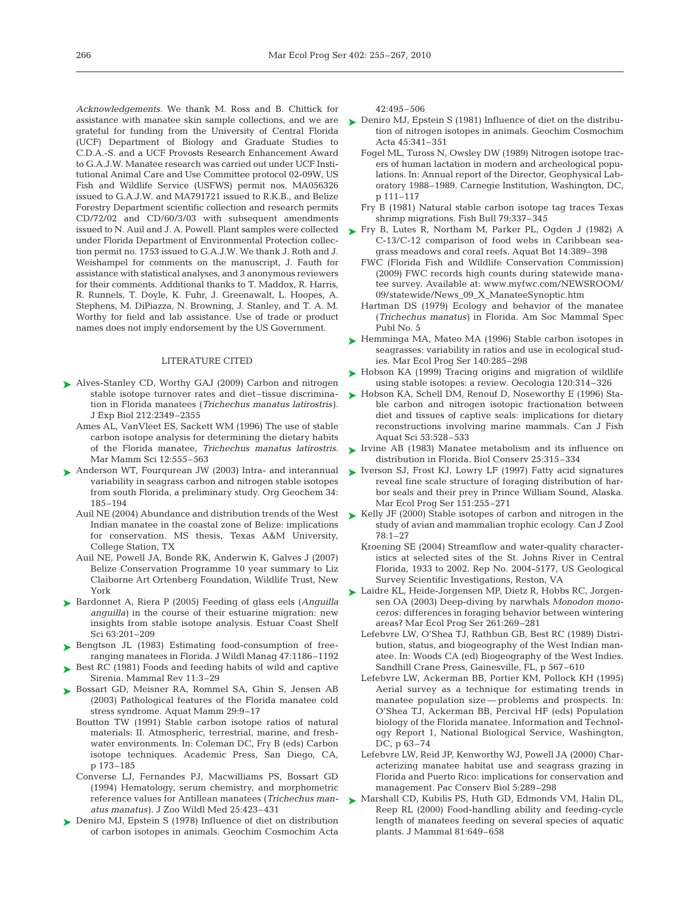*Acknowledgements*. We thank M. Ross and B. Chittick for assistance with manatee skin sample collections, and we are grateful for funding from the University of Central Florida (UCF) Department of Biology and Graduate Studies to C.D.A.-S. and a UCF Provosts Research Enhancement Award to G.A.J.W. Manatee research was carried out under UCF Institutional Animal Care and Use Committee protocol 02-09W, US Fish and Wildlife Service (USFWS) permit nos. MA056326 issued to G.A.J.W. and MA791721 issued to R.K.B., and Belize Forestry Department scientific collection and research permits CD/72/02 and CD/60/3/03 with subsequent amendments issued to N. Auil and J. A. Powell. Plant samples were collected under Florida Department of Environmental Protection collection permit no. 1753 issued to G.A.J.W. We thank J. Roth and J. Weishampel for comments on the manuscript, J. Fauth for assistance with statistical analyses, and 3 anonymous reviewers for their comments. Additional thanks to T. Maddox, R. Harris, R. Runnels, T. Doyle, K. Fuhr, J. Greenawalt, L. Hoopes, A. Stephens, M. DiPiazza, N. Browning, J. Stanley, and T. A. M. Worthy for field and lab assistance. Use of trade or product names does not imply endorsement by the US Government.

## LITERATURE CITED

- Alves-Stanley CD, Worthy GAJ (2009) Carbon and nitrogen stable isotope turnover rates and diet–tissue discrimination in Florida manatees (*Trichechus manatus latirostris*). J Exp Biol 212:2349–2355
- Ames AL, VanVleet ES, Sackett WM (1996) The use of stable carbon isotope analysis for determining the dietary habits of the Florida manatee, *Trichechus manatus latirostris*. Mar Mamm Sci 12:555–563
- Anderson WT, Fourqurean JW (2003) Intra- and interannual variability in seagrass carbon and nitrogen stable isotopes from south Florida, a preliminary study. Org Geochem 34: 185–194
- Auil NE (2004) Abundance and distribution trends of the West Indian manatee in the coastal zone of Belize: implications for conservation. MS thesis, Texas A&M University, College Station, TX
- Auil NE, Powell JA, Bonde RK, Anderwin K, Galves J (2007) Belize Conservation Programme 10 year summary to Liz Claiborne Art Ortenberg Foundation, Wildlife Trust, New York
- Bardonnet A, Riera P (2005) Feeding of glass eels (*Anguilla anguilla*) in the course of their estuarine migration: new insights from stable isotope analysis. Estuar Coast Shelf Sci 63:201–209
- Bengtson JL (1983) Estimating food-consumption of free-ranging manatees in Florida. J Wildl Manag 47:1186–1192
- Best RC (1981) Foods and feeding habits of wild and captive Sirenia. Mammal Rev 11:3–29
- Bossart GD, Meisner RA, Rommel SA, Ghin S, Jensen AB (2003) Pathological features of the Florida manatee cold stress syndrome. Aquat Mamm 29:9–17
- Boutton TW (1991) Stable carbon isotope ratios of natural materials: II. Atmospheric, terrestrial, marine, and freshwater environments. In: Coleman DC, Fry B (eds) Carbon isotope techniques. Academic Press, San Diego, CA, p 173–185
- Converse LJ, Fernandes PJ, Macwilliams PS, Bossart GD (1994) Hematology, serum chemistry, and morphometric reference values for Antillean manatees (*Trichechus manatus manatus*). J Zoo Wildl Med 25:423–431
- Deniro MJ, Epstein S (1978) Influence of diet on distribution of carbon isotopes in animals. Geochim Cosmochim Acta 42:495–506
- Deniro MJ, Epstein S (1981) Influence of diet on the distribution of nitrogen isotopes in animals. Geochim Cosmochim Acta 45:341–351
- Fogel ML, Tuross N, Owsley DW (1989) Nitrogen isotope tracers of human lactation in modern and archeological populations. In: Annual report of the Director, Geophysical Laboratory 1988–1989. Carnegie Institution, Washington, DC, p 111–117
- Fry B (1981) Natural stable carbon isotope tag traces Texas shrimp migrations. Fish Bull 79:337–345
- Fry B, Lutes R, Northam M, Parker PL, Ogden J (1982) A C-13/C-12 comparison of food webs in Caribbean seagrass meadows and coral reefs. Aquat Bot 14:389–398
- FWC (Florida Fish and Wildlife Conservation Commission) (2009) FWC records high counts during statewide manatee survey. Available at: www.myfwc.com/NEWSROOM/09/statewide/News_09_X_ManateeSynoptic.htm
- Hartman DS (1979) Ecology and behavior of the manatee (*Trichechus manatus*) in Florida. Am Soc Mammal Spec Publ No. 5
- Hemminga MA, Mateo MA (1996) Stable carbon isotopes in seagrasses: variability in ratios and use in ecological studies. Mar Ecol Prog Ser 140:285–298
- Hobson KA (1999) Tracing origins and migration of wildlife using stable isotopes: a review. Oecologia 120:314–326
- Hobson KA, Schell DM, Renouf D, Noseworthy E (1996) Stable carbon and nitrogen isotopic fractionation between diet and tissues of captive seals: implications for dietary reconstructions involving marine mammals. Can J Fish Aquat Sci 53:528–533
- Irvine AB (1983) Manatee metabolism and its influence on distribution in Florida. Biol Conserv 25:315–334
- Iverson SJ, Frost KJ, Lowry LF (1997) Fatty acid signatures reveal fine scale structure of foraging distribution of harbor seals and their prey in Prince William Sound, Alaska. Mar Ecol Prog Ser 151:255–271
- Kelly JF (2000) Stable isotopes of carbon and nitrogen in the study of avian and mammalian trophic ecology. Can J Zool 78:1–27
- Kroening SE (2004) Streamflow and water-quality characteristics at selected sites of the St. Johns River in Central Florida, 1933 to 2002. Rep No. 2004-5177, US Geological Survey Scientific Investigations, Reston, VA
- Laidre KL, Heide-Jorgensen MP, Dietz R, Hobbs RC, Jorgensen OA (2003) Deep-diving by narwhals *Monodon monoceros*: differences in foraging behavior between wintering areas? Mar Ecol Prog Ser 261:269–281
- Lefebvre LW, O'Shea TJ, Rathbun GB, Best RC (1989) Distribution, status, and biogeography of the West Indian manatee. In: Woods CA (ed) Biogeography of the West Indies. Sandhill Crane Press, Gainesville, FL, p 567–610
- Lefebvre LW, Ackerman BB, Portier KM, Pollock KH (1995) Aerial survey as a technique for estimating trends in manatee population size — problems and prospects. In: O'Shea TJ, Ackerman BB, Percival HF (eds) Population biology of the Florida manatee. Information and Technology Report 1, National Biological Service, Washington, DC, p 63–74
- Lefebvre LW, Reid JP, Kenworthy WJ, Powell JA (2000) Characterizing manatee habitat use and seagrass grazing in Florida and Puerto Rico: implications for conservation and management. Pac Conserv Biol 5:289–298
- Marshall CD, Kubilis PS, Huth GD, Edmonds VM, Halin DL, Reep RL (2000) Food-handling ability and feeding-cycle length of manatees feeding on several species of aquatic plants. J Mammal 81:649–658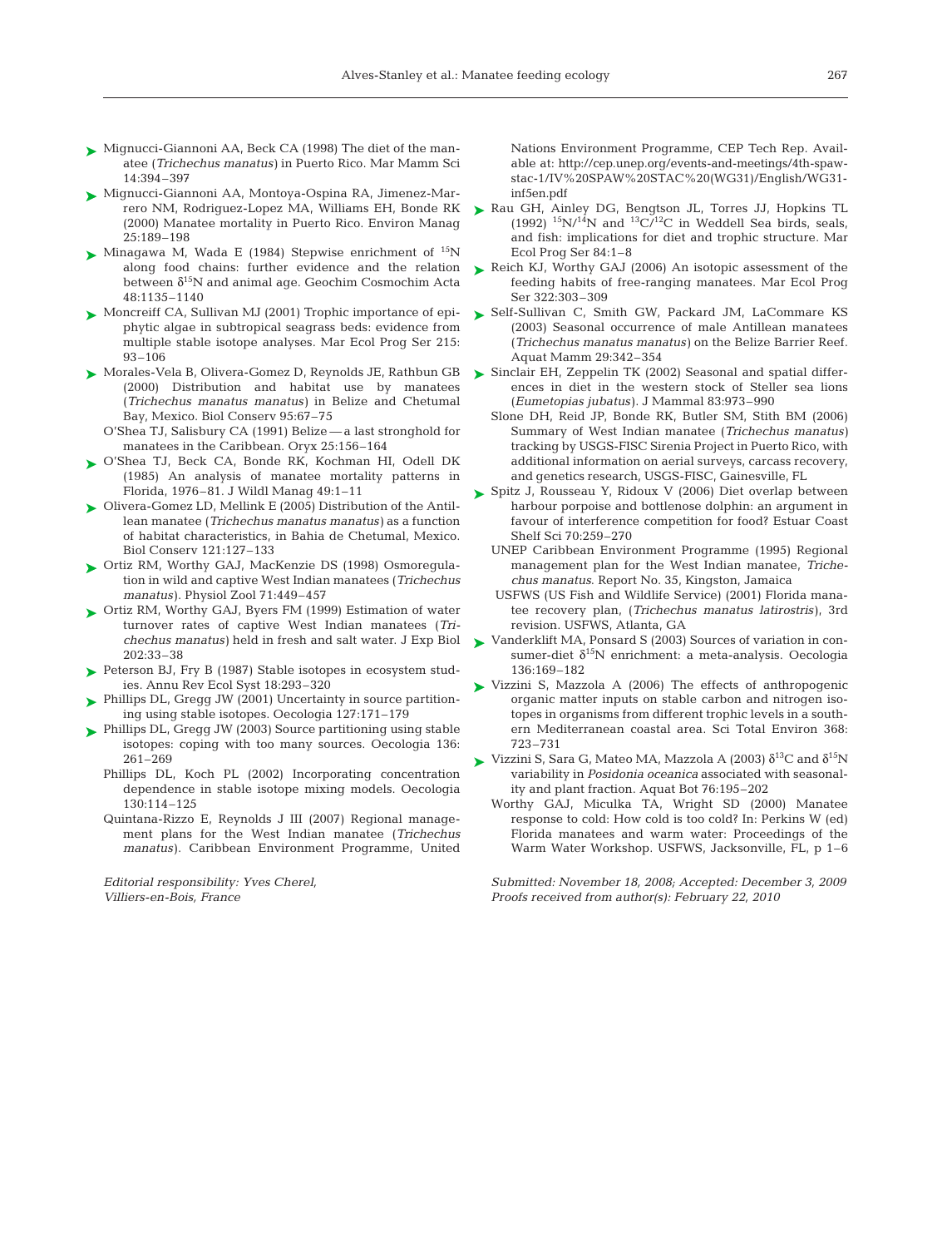Mignucci-Giannoni AA, Beck CA (1998) The diet of the manatee (*Trichechus manatus*) in Puerto Rico. Mar Mamm Sci 14:394–397

Mignucci-Giannoni AA, Montoya-Ospina RA, Jimenez-Marrero NM, Rodriguez-Lopez MA, Williams EH, Bonde RK (2000) Manatee mortality in Puerto Rico. Environ Manag 25:189–198

Minagawa M, Wada E (1984) Stepwise enrichment of $^{15}$N along food chains: further evidence and the relation between $\delta^{15}$N and animal age. Geochim Cosmochim Acta 48:1135–1140

Moncreiff CA, Sullivan MJ (2001) Trophic importance of epiphytic algae in subtropical seagrass beds: evidence from multiple stable isotope analyses. Mar Ecol Prog Ser 215: 93–106

Morales-Vela B, Olivera-Gomez D, Reynolds JE, Rathbun GB (2000) Distribution and habitat use by manatees (*Trichechus manatus manatus*) in Belize and Chetumal Bay, Mexico. Biol Conserv 95:67–75

O'Shea TJ, Salisbury CA (1991) Belize — a last stronghold for manatees in the Caribbean. Oryx 25:156–164

O'Shea TJ, Beck CA, Bonde RK, Kochman HI, Odell DK (1985) An analysis of manatee mortality patterns in Florida, 1976–81. J Wildl Manag 49:1–11

Olivera-Gomez LD, Mellink E (2005) Distribution of the Antillean manatee (*Trichechus manatus manatus*) as a function of habitat characteristics, in Bahia de Chetumal, Mexico. Biol Conserv 121:127–133

Ortiz RM, Worthy GAJ, MacKenzie DS (1998) Osmoregulation in wild and captive West Indian manatees (*Trichechus manatus*). Physiol Zool 71:449–457

Ortiz RM, Worthy GAJ, Byers FM (1999) Estimation of water turnover rates of captive West Indian manatees (*Trichechus manatus*) held in fresh and salt water. J Exp Biol 202:33–38

Peterson BJ, Fry B (1987) Stable isotopes in ecosystem studies. Annu Rev Ecol Syst 18:293–320

Phillips DL, Gregg JW (2001) Uncertainty in source partitioning using stable isotopes. Oecologia 127:171–179

Phillips DL, Gregg JW (2003) Source partitioning using stable isotopes: coping with too many sources. Oecologia 136: 261–269

Phillips DL, Koch PL (2002) Incorporating concentration dependence in stable isotope mixing models. Oecologia 130:114–125

Quintana-Rizzo E, Reynolds J III (2007) Regional management plans for the West Indian manatee (*Trichechus manatus*). Caribbean Environment Programme, United Nations Environment Programme, CEP Tech Rep. Available at: http://cep.unep.org/events-and-meetings/4th-spaw-stac-1/IV%20SPAW%20STAC%20(WG31)/English/WG31-inf5en.pdf

Rau GH, Ainley DG, Bengtson JL, Torres JJ, Hopkins TL (1992) $^{15}$N/$^{14}$N and $^{13}$C/$^{12}$C in Weddell Sea birds, seals, and fish: implications for diet and trophic structure. Mar Ecol Prog Ser 84:1–8

Reich KJ, Worthy GAJ (2006) An isotopic assessment of the feeding habits of free-ranging manatees. Mar Ecol Prog Ser 322:303–309

Self-Sullivan C, Smith GW, Packard JM, LaCommare KS (2003) Seasonal occurrence of male Antillean manatees (*Trichechus manatus manatus*) on the Belize Barrier Reef. Aquat Mamm 29:342–354

Sinclair EH, Zeppelin TK (2002) Seasonal and spatial differences in diet in the western stock of Steller sea lions (*Eumetopias jubatus*). J Mammal 83:973–990

Slone DH, Reid JP, Bonde RK, Butler SM, Stith BM (2006) Summary of West Indian manatee (*Trichechus manatus*) tracking by USGS-FISC Sirenia Project in Puerto Rico, with additional information on aerial surveys, carcass recovery, and genetics research, USGS-FISC, Gainesville, FL

Spitz J, Rousseau Y, Ridoux V (2006) Diet overlap between harbour porpoise and bottlenose dolphin: an argument in favour of interference competition for food? Estuar Coast Shelf Sci 70:259–270

UNEP Caribbean Environment Programme (1995) Regional management plan for the West Indian manatee, *Trichechus manatus*. Report No. 35, Kingston, Jamaica

USFWS (US Fish and Wildlife Service) (2001) Florida manatee recovery plan, (*Trichechus manatus latirostris*), 3rd revision. USFWS, Atlanta, GA

Vanderklift MA, Ponsard S (2003) Sources of variation in consumer-diet $\delta^{15}$N enrichment: a meta-analysis. Oecologia 136:169–182

Vizzini S, Mazzola A (2006) The effects of anthropogenic organic matter inputs on stable carbon and nitrogen isotopes in organisms from different trophic levels in a southern Mediterranean coastal area. Sci Total Environ 368: 723–731

Vizzini S, Sara G, Mateo MA, Mazzola A (2003) $\delta^{13}$C and $\delta^{15}$N variability in *Posidonia oceanica* associated with seasonality and plant fraction. Aquat Bot 76:195–202

Worthy GAJ, Miculka TA, Wright SD (2000) Manatee response to cold: How cold is too cold? In: Perkins W (ed) Florida manatees and warm water: Proceedings of the Warm Water Workshop. USFWS, Jacksonville, FL, p 1–6

*Editorial responsibility: Yves Cherel, Villiers-en-Bois, France*

*Submitted: November 18, 2008; Accepted: December 3, 2009*
*Proofs received from author(s): February 22, 2010*